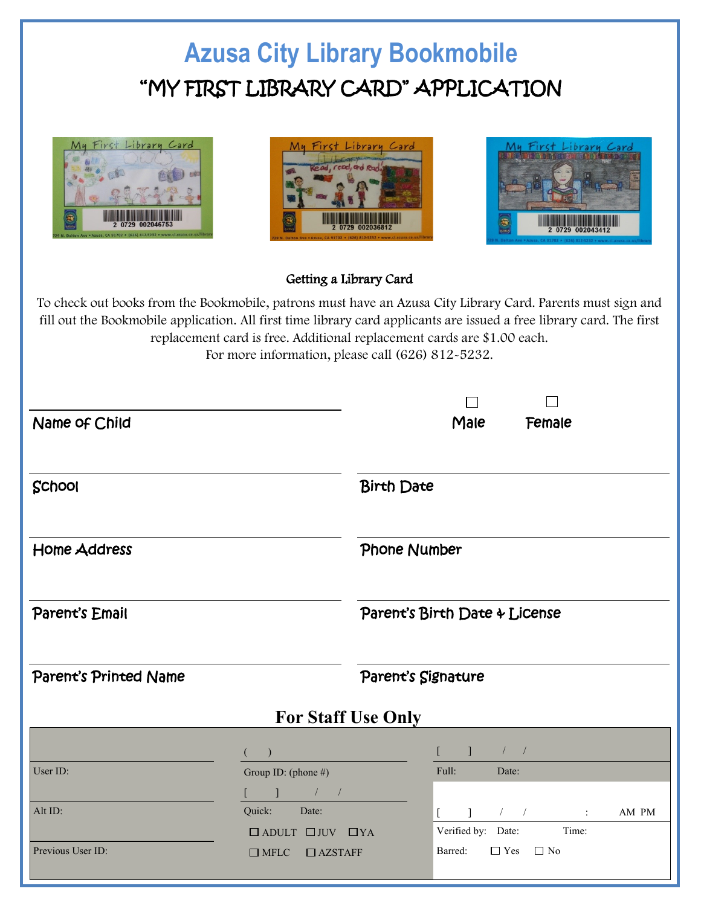# Azusa City Library Bookmobile

## "MY FIRST LIBRARY CARD" APPLICATION

### Getting a Library Card

To check out books from the Bookmobile, patrons must have an Azusa City Library Card. Parents must sign and fill out the Bookmobile application. All first time library card applicants are issued a free library card. The first replacement card is free. Additional replacement cards are $1.00 each.
For more information, please call (626) 812-5232.

| | |
|---|---|
| Name of Child | ☐ Male ☐ Female |
| School | Birth Date |
| Home Address | Phone Number |
| Parent's Email | Parent's Birth Date & License |
| Parent's Printed Name | Parent's Signature |

## For Staff Use Only

| | | |
|---|---|---|
| User ID: | ( ) Group ID: (phone #) | [ ] / / Full: Date: |
| Alt ID: | [ ] / / Quick: Date: | [ ] / / : AM PM Verified by: Date: Time: |
| Previous User ID: | ☐ ADULT ☐ JUV ☐ YA ☐ MFLC ☐ AZSTAFF | Barred: ☐ Yes ☐ No |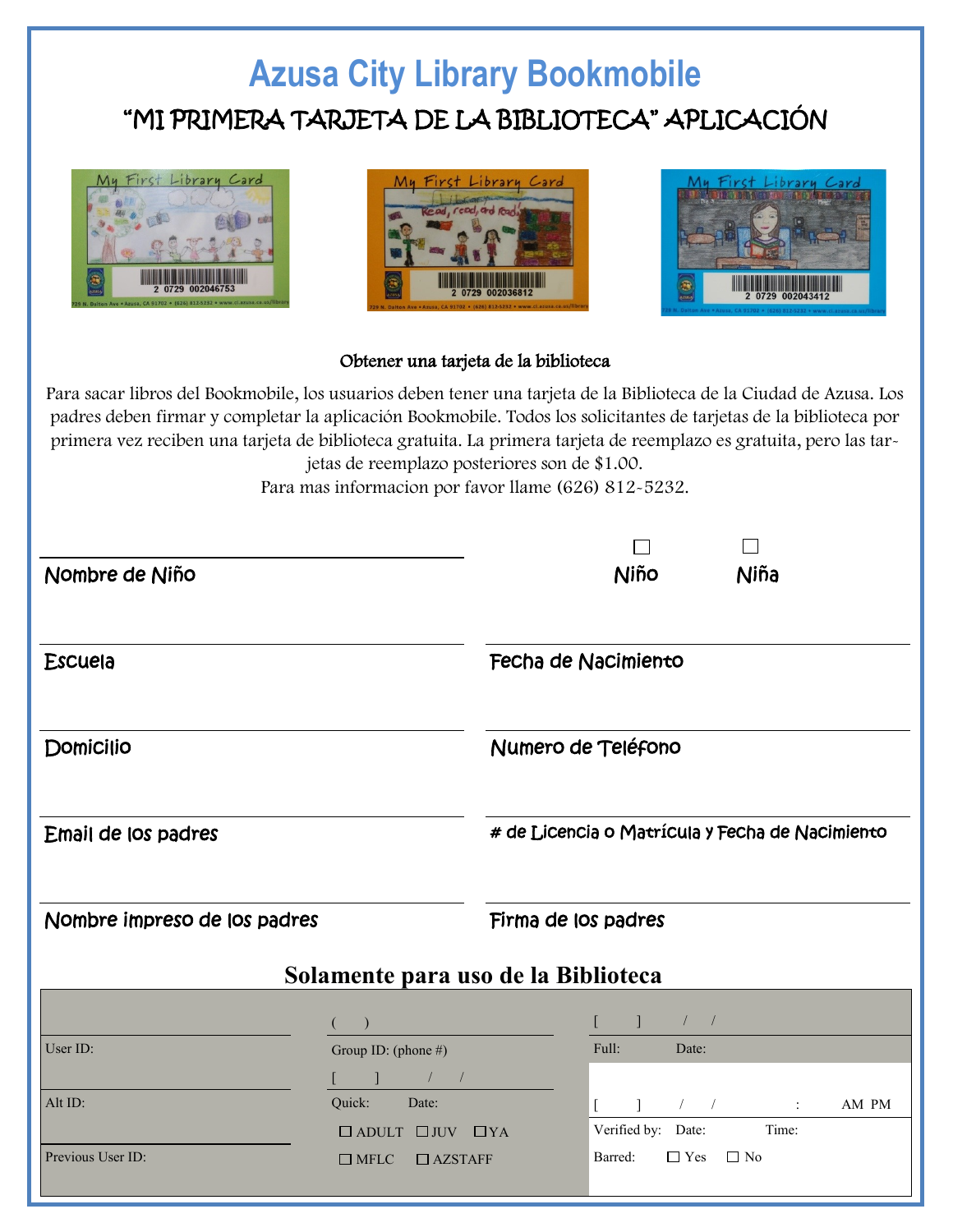# Azusa City Library Bookmobile

## "MI PRIMERA TARJETA DE LA BIBLIOTECA" APLICACIÓN

### Obtener una tarjeta de la biblioteca

Para sacar libros del Bookmobile, los usuarios deben tener una tarjeta de la Biblioteca de la Ciudad de Azusa. Los padres deben firmar y completar la aplicación Bookmobile. Todos los solicitantes de tarjetas de la biblioteca por primera vez reciben una tarjeta de biblioteca gratuita. La primera tarjeta de reemplazo es gratuita, pero las tarjetas de reemplazo posteriores son de $1.00.

Para mas informacion por favor llame (626) 812-5232.

Nombre de Niño ☐ Niño ☐ Niña

Escuela

Fecha de Nacimiento

Domicilio

Numero de Teléfono

Email de los padres

# de Licencia o Matrícula y Fecha de Nacimiento

Nombre impreso de los padres

Firma de los padres

## Solamente para uso de la Biblioteca

| | | |
|---|---|---|
| User ID: | ( ) Group ID: (phone #) | [ ] / / Full: Date: |
| Alt ID: | [ ] / / Quick: Date: | [ ] / / : AM PM Verified by: Date: Time: |
| Previous User ID: | ☐ ADULT ☐ JUV ☐ YA ☐ MFLC ☐ AZSTAFF | Barred: ☐ Yes ☐ No |